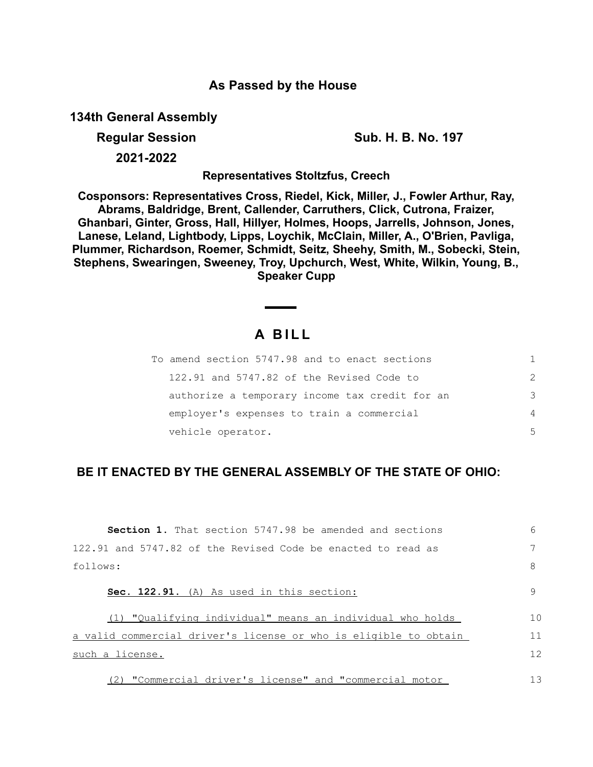# As Passed by the House

**134th General Assembly**

**Regular Session** **Sub. H. B. No. 197**

**2021-2022**

**Representatives Stoltzfus, Creech**

**Cosponsors: Representatives Cross, Riedel, Kick, Miller, J., Fowler Arthur, Ray, Abrams, Baldridge, Brent, Callender, Carruthers, Click, Cutrona, Fraizer, Ghanbari, Ginter, Gross, Hall, Hillyer, Holmes, Hoops, Jarrells, Johnson, Jones, Lanese, Leland, Lightbody, Lipps, Loychik, McClain, Miller, A., O'Brien, Pavliga, Plummer, Richardson, Roemer, Schmidt, Seitz, Sheehy, Smith, M., Sobecki, Stein, Stephens, Swearingen, Sweeney, Troy, Upchurch, West, White, Wilkin, Young, B., Speaker Cupp**

## A BILL

To amend section 5747.98 and to enact sections 122.91 and 5747.82 of the Revised Code to authorize a temporary income tax credit for an employer's expenses to train a commercial vehicle operator.

**BE IT ENACTED BY THE GENERAL ASSEMBLY OF THE STATE OF OHIO:**

**Section 1.** That section 5747.98 be amended and sections 122.91 and 5747.82 of the Revised Code be enacted to read as follows:

**Sec. 122.91.** (A) As used in this section:

(1) "Qualifying individual" means an individual who holds a valid commercial driver's license or who is eligible to obtain such a license.

(2) "Commercial driver's license" and "commercial motor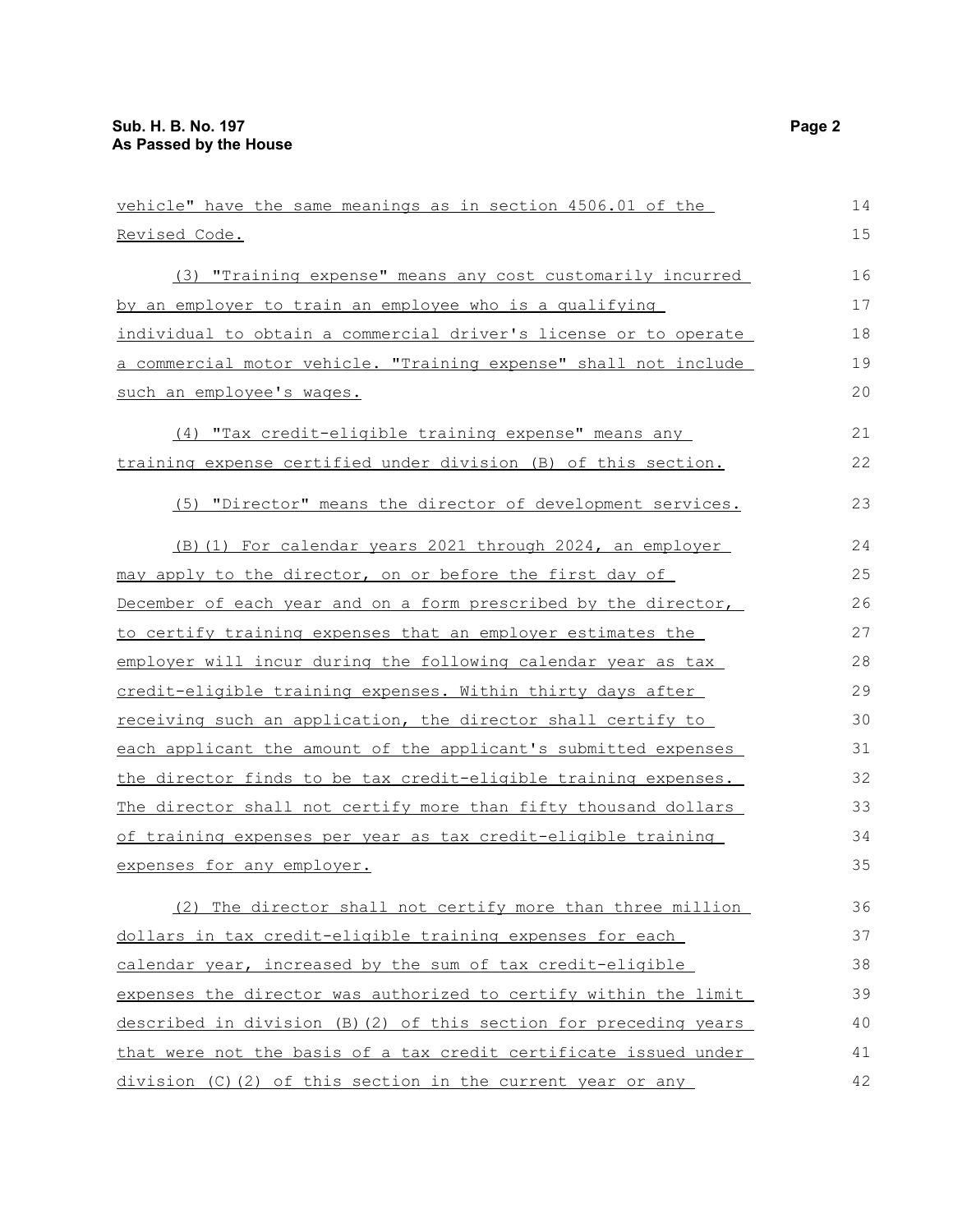vehicle" have the same meanings as in section 4506.01 of the Revised Code.

(3) "Training expense" means any cost customarily incurred by an employer to train an employee who is a qualifying individual to obtain a commercial driver's license or to operate a commercial motor vehicle. "Training expense" shall not include such an employee's wages.

(4) "Tax credit-eligible training expense" means any training expense certified under division (B) of this section.

(5) "Director" means the director of development services.

(B)(1) For calendar years 2021 through 2024, an employer may apply to the director, on or before the first day of December of each year and on a form prescribed by the director, to certify training expenses that an employer estimates the employer will incur during the following calendar year as tax credit-eligible training expenses. Within thirty days after receiving such an application, the director shall certify to each applicant the amount of the applicant's submitted expenses the director finds to be tax credit-eligible training expenses. The director shall not certify more than fifty thousand dollars of training expenses per year as tax credit-eligible training expenses for any employer.

(2) The director shall not certify more than three million dollars in tax credit-eligible training expenses for each calendar year, increased by the sum of tax credit-eligible expenses the director was authorized to certify within the limit described in division (B)(2) of this section for preceding years that were not the basis of a tax credit certificate issued under division (C)(2) of this section in the current year or any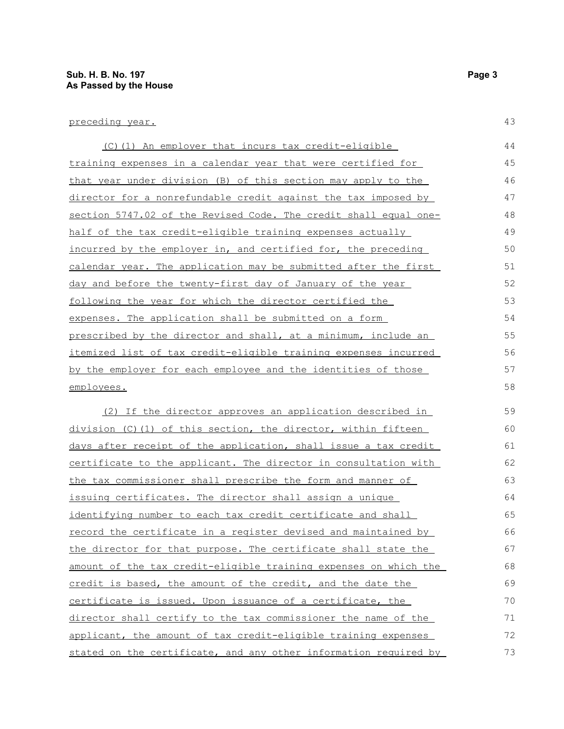preceding year.

(C)(1) An employer that incurs tax credit-eligible training expenses in a calendar year that were certified for that year under division (B) of this section may apply to the director for a nonrefundable credit against the tax imposed by section 5747.02 of the Revised Code. The credit shall equal one-half of the tax credit-eligible training expenses actually incurred by the employer in, and certified for, the preceding calendar year. The application may be submitted after the first day and before the twenty-first day of January of the year following the year for which the director certified the expenses. The application shall be submitted on a form prescribed by the director and shall, at a minimum, include an itemized list of tax credit-eligible training expenses incurred by the employer for each employee and the identities of those employees.

(2) If the director approves an application described in division (C)(1) of this section, the director, within fifteen days after receipt of the application, shall issue a tax credit certificate to the applicant. The director in consultation with the tax commissioner shall prescribe the form and manner of issuing certificates. The director shall assign a unique identifying number to each tax credit certificate and shall record the certificate in a register devised and maintained by the director for that purpose. The certificate shall state the amount of the tax credit-eligible training expenses on which the credit is based, the amount of the credit, and the date the certificate is issued. Upon issuance of a certificate, the director shall certify to the tax commissioner the name of the applicant, the amount of tax credit-eligible training expenses stated on the certificate, and any other information required by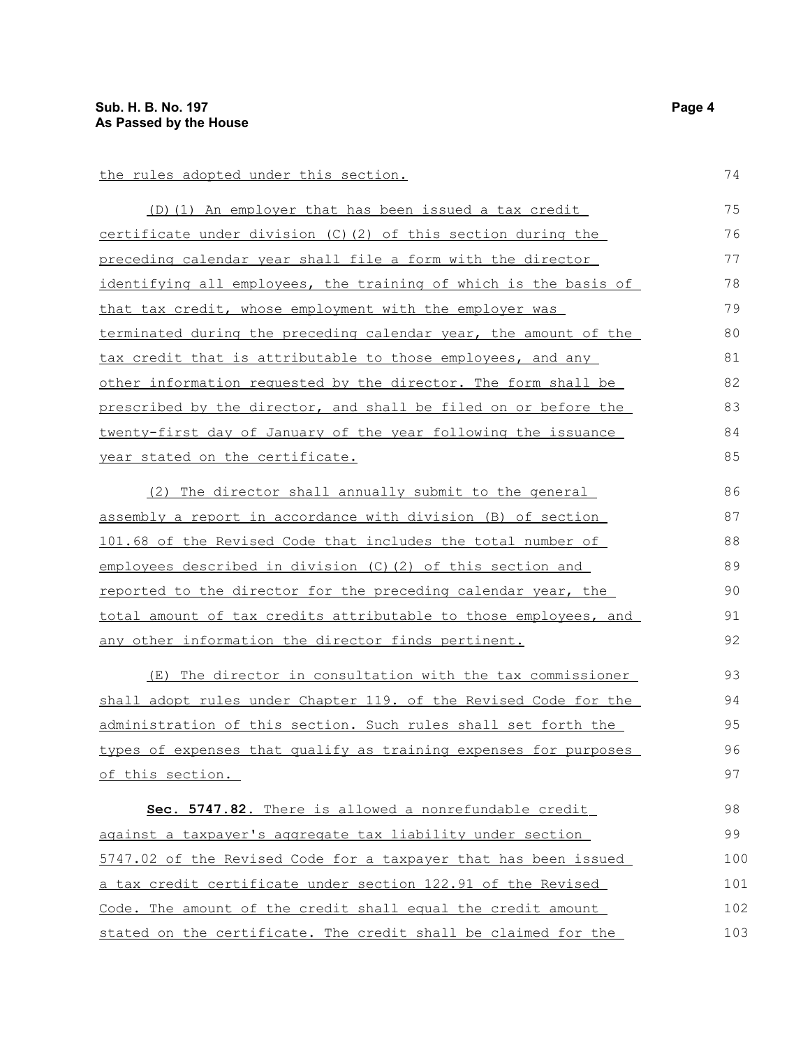the rules adopted under this section.

(D)(1) An employer that has been issued a tax credit certificate under division (C)(2) of this section during the preceding calendar year shall file a form with the director identifying all employees, the training of which is the basis of that tax credit, whose employment with the employer was terminated during the preceding calendar year, the amount of the tax credit that is attributable to those employees, and any other information requested by the director. The form shall be prescribed by the director, and shall be filed on or before the twenty-first day of January of the year following the issuance year stated on the certificate.

(2) The director shall annually submit to the general assembly a report in accordance with division (B) of section 101.68 of the Revised Code that includes the total number of employees described in division (C)(2) of this section and reported to the director for the preceding calendar year, the total amount of tax credits attributable to those employees, and any other information the director finds pertinent.

(E) The director in consultation with the tax commissioner shall adopt rules under Chapter 119. of the Revised Code for the administration of this section. Such rules shall set forth the types of expenses that qualify as training expenses for purposes of this section.

**Sec. 5747.82.** There is allowed a nonrefundable credit against a taxpayer's aggregate tax liability under section 5747.02 of the Revised Code for a taxpayer that has been issued a tax credit certificate under section 122.91 of the Revised Code. The amount of the credit shall equal the credit amount stated on the certificate. The credit shall be claimed for the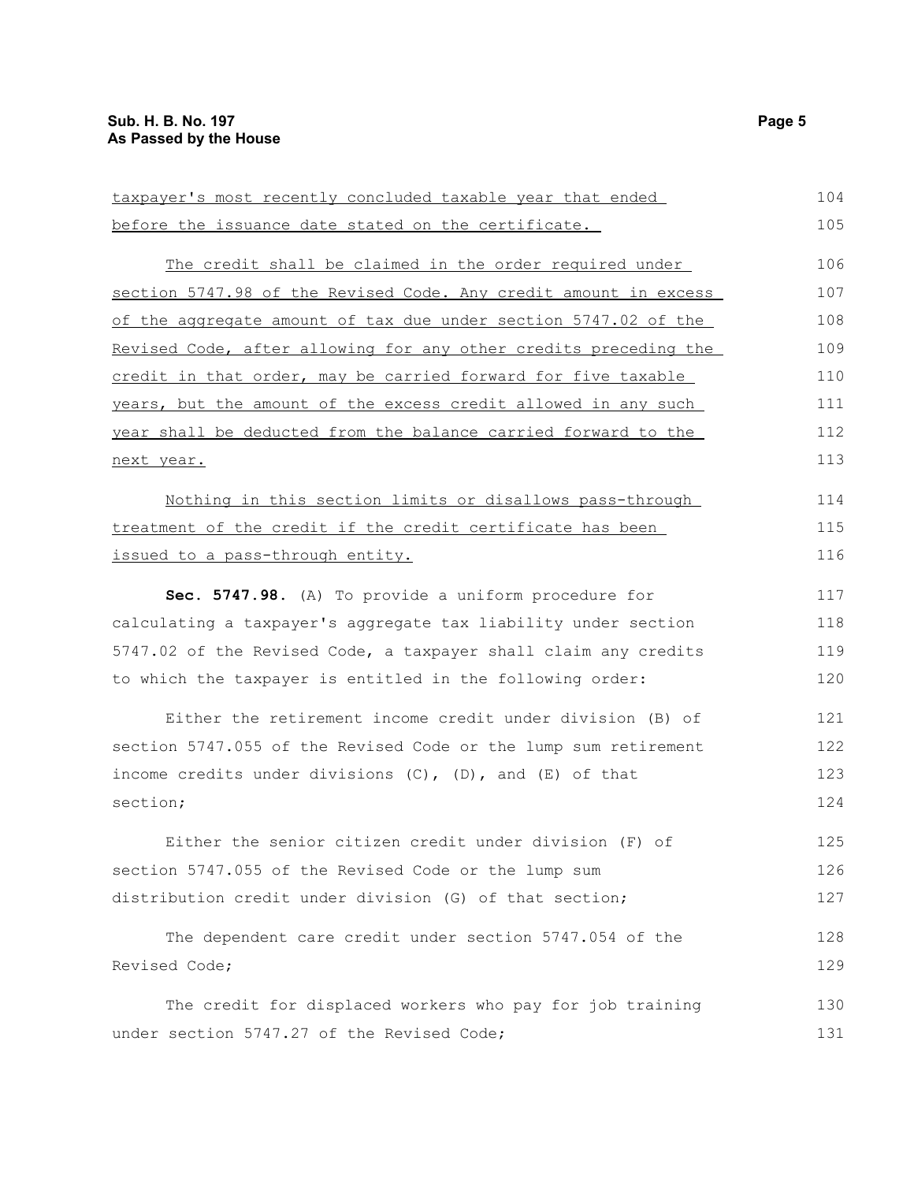taxpayer's most recently concluded taxable year that ended before the issuance date stated on the certificate.

The credit shall be claimed in the order required under section 5747.98 of the Revised Code. Any credit amount in excess of the aggregate amount of tax due under section 5747.02 of the Revised Code, after allowing for any other credits preceding the credit in that order, may be carried forward for five taxable years, but the amount of the excess credit allowed in any such year shall be deducted from the balance carried forward to the next year.

Nothing in this section limits or disallows pass-through treatment of the credit if the credit certificate has been issued to a pass-through entity.

**Sec. 5747.98.** (A) To provide a uniform procedure for calculating a taxpayer's aggregate tax liability under section 5747.02 of the Revised Code, a taxpayer shall claim any credits to which the taxpayer is entitled in the following order:

Either the retirement income credit under division (B) of section 5747.055 of the Revised Code or the lump sum retirement income credits under divisions (C), (D), and (E) of that section;

Either the senior citizen credit under division (F) of section 5747.055 of the Revised Code or the lump sum distribution credit under division (G) of that section;

The dependent care credit under section 5747.054 of the Revised Code;

The credit for displaced workers who pay for job training under section 5747.27 of the Revised Code;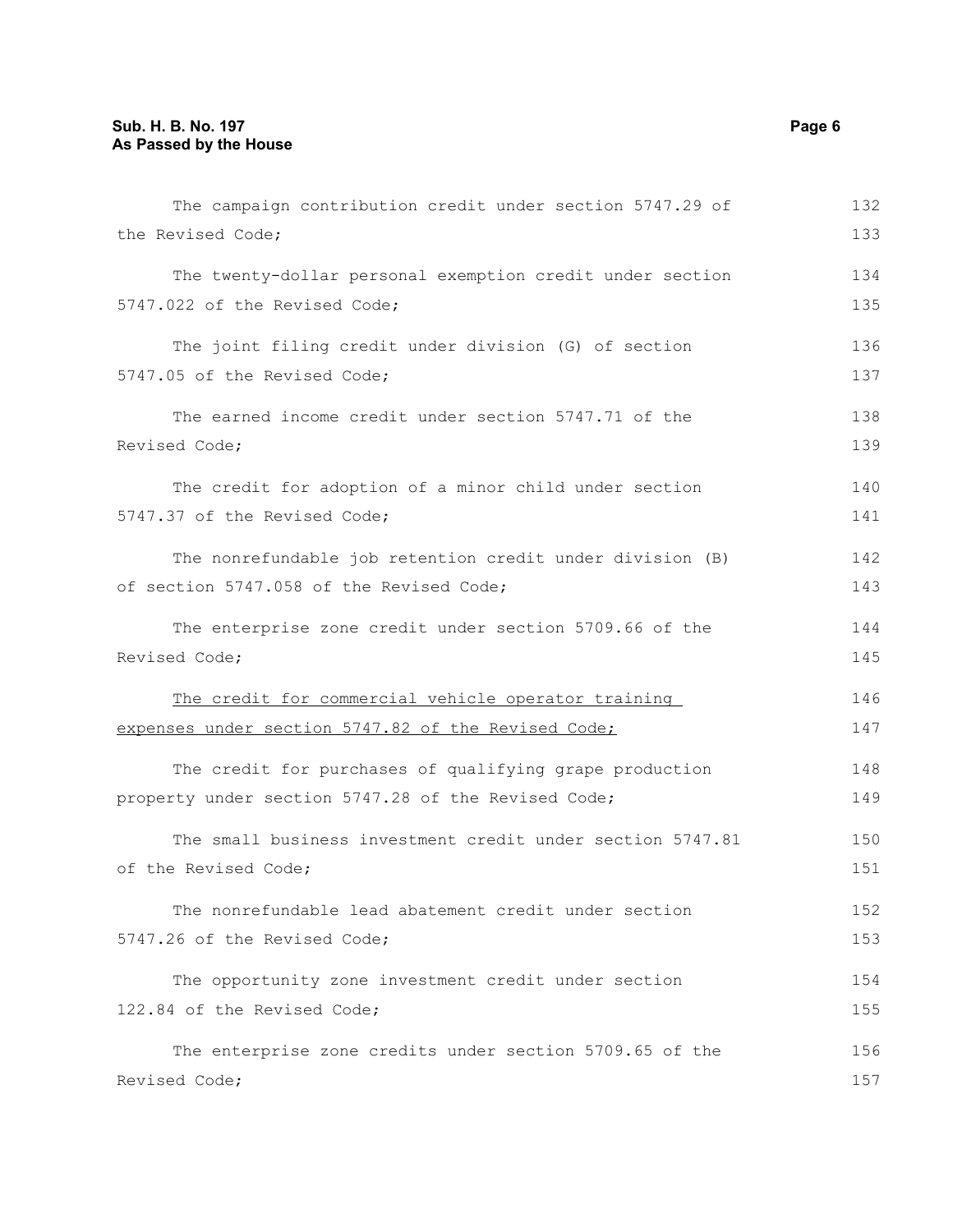The campaign contribution credit under section 5747.29 of the Revised Code;

The twenty-dollar personal exemption credit under section 5747.022 of the Revised Code;

The joint filing credit under division (G) of section 5747.05 of the Revised Code;

The earned income credit under section 5747.71 of the Revised Code;

The credit for adoption of a minor child under section 5747.37 of the Revised Code;

The nonrefundable job retention credit under division (B) of section 5747.058 of the Revised Code;

The enterprise zone credit under section 5709.66 of the Revised Code;

<u>The credit for commercial vehicle operator training expenses under section 5747.82 of the Revised Code;</u>

The credit for purchases of qualifying grape production property under section 5747.28 of the Revised Code;

The small business investment credit under section 5747.81 of the Revised Code;

The nonrefundable lead abatement credit under section 5747.26 of the Revised Code;

The opportunity zone investment credit under section 122.84 of the Revised Code;

The enterprise zone credits under section 5709.65 of the Revised Code;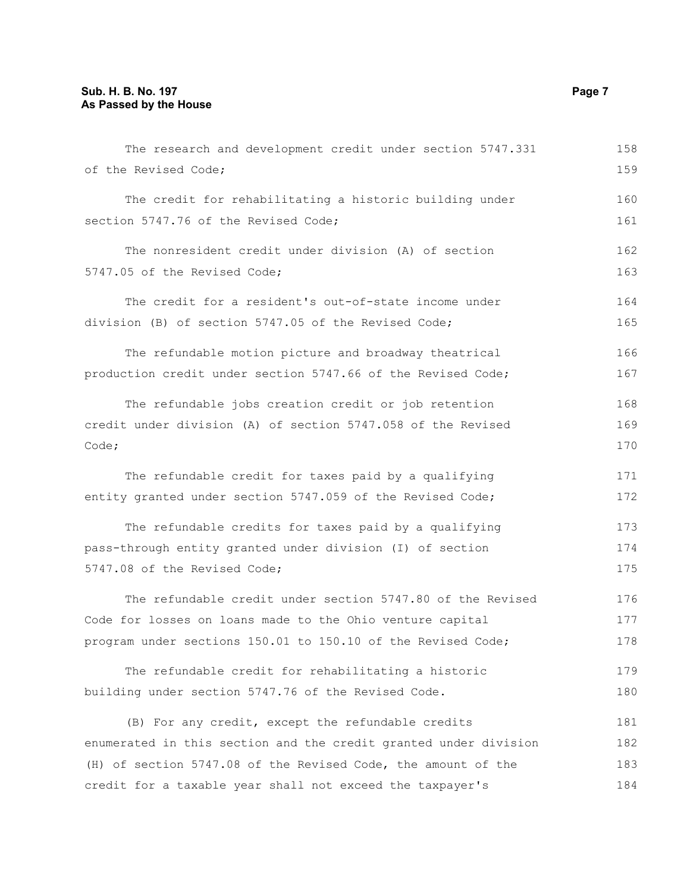The research and development credit under section 5747.331 of the Revised Code;

The credit for rehabilitating a historic building under section 5747.76 of the Revised Code;

The nonresident credit under division (A) of section 5747.05 of the Revised Code;

The credit for a resident's out-of-state income under division (B) of section 5747.05 of the Revised Code;

The refundable motion picture and broadway theatrical production credit under section 5747.66 of the Revised Code;

The refundable jobs creation credit or job retention credit under division (A) of section 5747.058 of the Revised Code;

The refundable credit for taxes paid by a qualifying entity granted under section 5747.059 of the Revised Code;

The refundable credits for taxes paid by a qualifying pass-through entity granted under division (I) of section 5747.08 of the Revised Code;

The refundable credit under section 5747.80 of the Revised Code for losses on loans made to the Ohio venture capital program under sections 150.01 to 150.10 of the Revised Code;

The refundable credit for rehabilitating a historic building under section 5747.76 of the Revised Code.

(B) For any credit, except the refundable credits enumerated in this section and the credit granted under division (H) of section 5747.08 of the Revised Code, the amount of the credit for a taxable year shall not exceed the taxpayer's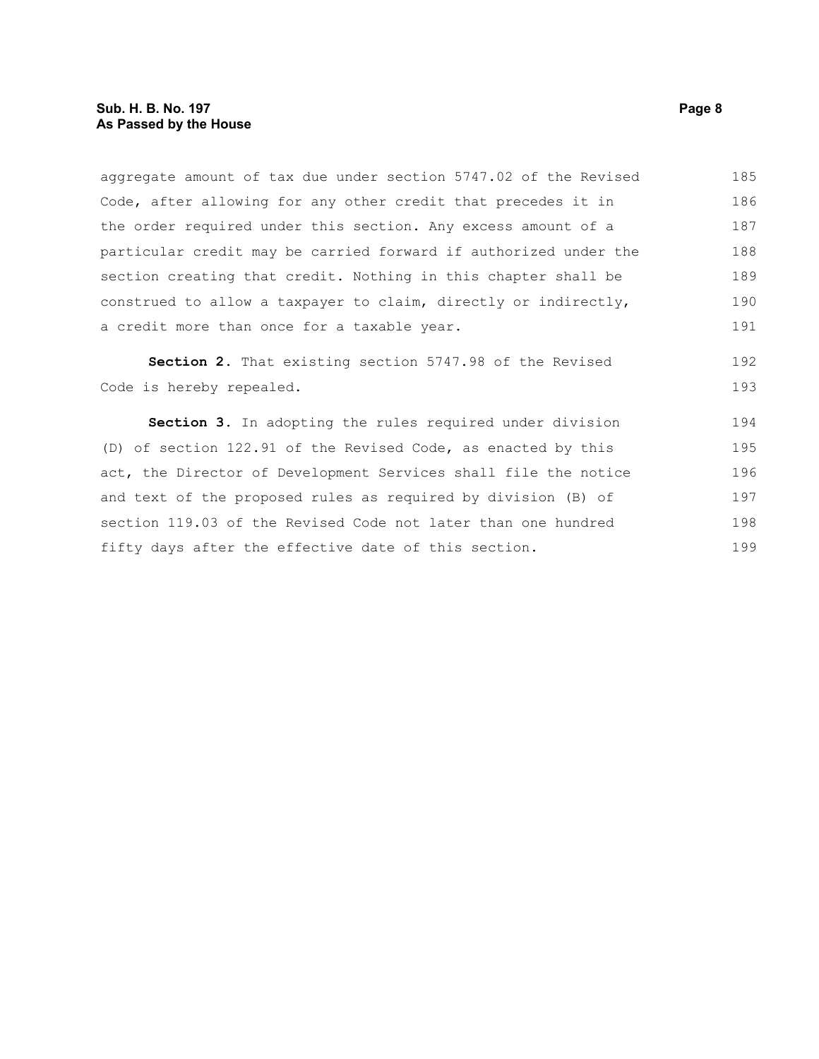aggregate amount of tax due under section 5747.02 of the Revised Code, after allowing for any other credit that precedes it in the order required under this section. Any excess amount of a particular credit may be carried forward if authorized under the section creating that credit. Nothing in this chapter shall be construed to allow a taxpayer to claim, directly or indirectly, a credit more than once for a taxable year.

**Section 2.** That existing section 5747.98 of the Revised Code is hereby repealed.

**Section 3.** In adopting the rules required under division (D) of section 122.91 of the Revised Code, as enacted by this act, the Director of Development Services shall file the notice and text of the proposed rules as required by division (B) of section 119.03 of the Revised Code not later than one hundred fifty days after the effective date of this section.